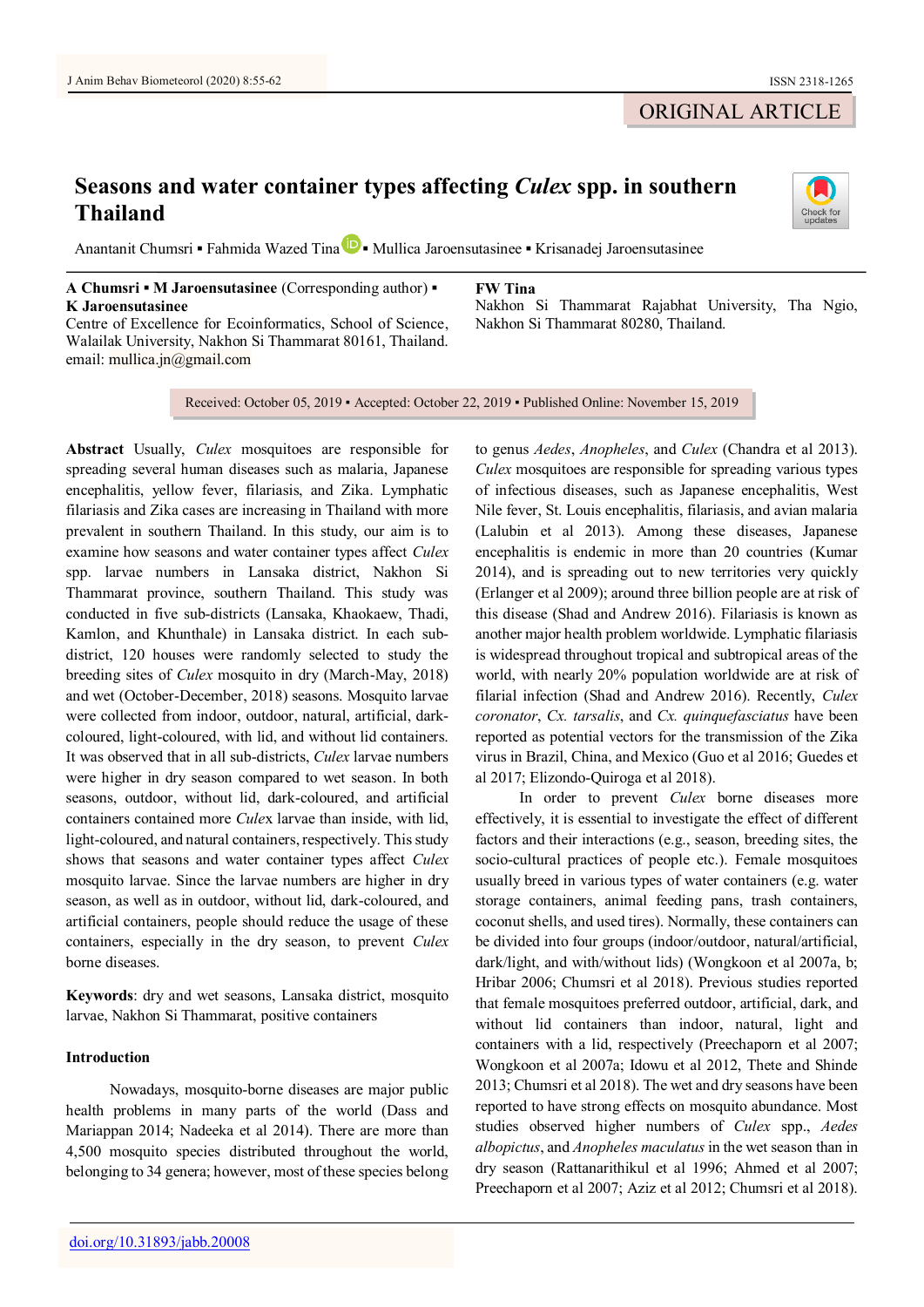ORIGINAL ARTICLE

# Seasons and water container types affecting *Culex* spp. in southern Thailand

Anantanit Chumsri ▪ Fahmida Wazed Tina ▪ Mullica Jaroensutasinee ▪ Krisanadej Jaroensutasinee

**A Chumsri ▪ M Jaroensutasinee** (Corresponding author) ▪ **K Jaroensutasinee**
Centre of Excellence for Ecoinformatics, School of Science, Walailak University, Nakhon Si Thammarat 80161, Thailand.
email: mullica.jn@gmail.com

**FW Tina**
Nakhon Si Thammarat Rajabhat University, Tha Ngio, Nakhon Si Thammarat 80280, Thailand.

Received: October 05, 2019 ▪ Accepted: October 22, 2019 ▪ Published Online: November 15, 2019

**Abstract** Usually, *Culex* mosquitoes are responsible for spreading several human diseases such as malaria, Japanese encephalitis, yellow fever, filariasis, and Zika. Lymphatic filariasis and Zika cases are increasing in Thailand with more prevalent in southern Thailand. In this study, our aim is to examine how seasons and water container types affect *Culex* spp. larvae numbers in Lansaka district, Nakhon Si Thammarat province, southern Thailand. This study was conducted in five sub-districts (Lansaka, Khaokaew, Thadi, Kamlon, and Khunthale) in Lansaka district. In each sub-district, 120 houses were randomly selected to study the breeding sites of *Culex* mosquito in dry (March-May, 2018) and wet (October-December, 2018) seasons. Mosquito larvae were collected from indoor, outdoor, natural, artificial, dark-coloured, light-coloured, with lid, and without lid containers. It was observed that in all sub-districts, *Culex* larvae numbers were higher in dry season compared to wet season. In both seasons, outdoor, without lid, dark-coloured, and artificial containers contained more *Culex* larvae than inside, with lid, light-coloured, and natural containers, respectively. This study shows that seasons and water container types affect *Culex* mosquito larvae. Since the larvae numbers are higher in dry season, as well as in outdoor, without lid, dark-coloured, and artificial containers, people should reduce the usage of these containers, especially in the dry season, to prevent *Culex* borne diseases.

**Keywords**: dry and wet seasons, Lansaka district, mosquito larvae, Nakhon Si Thammarat, positive containers

## Introduction

Nowadays, mosquito-borne diseases are major public health problems in many parts of the world (Dass and Mariappan 2014; Nadeeka et al 2014). There are more than 4,500 mosquito species distributed throughout the world, belonging to 34 genera; however, most of these species belong to genus *Aedes*, *Anopheles*, and *Culex* (Chandra et al 2013). *Culex* mosquitoes are responsible for spreading various types of infectious diseases, such as Japanese encephalitis, West Nile fever, St. Louis encephalitis, filariasis, and avian malaria (Lalubin et al 2013). Among these diseases, Japanese encephalitis is endemic in more than 20 countries (Kumar 2014), and is spreading out to new territories very quickly (Erlanger et al 2009); around three billion people are at risk of this disease (Shad and Andrew 2016). Filariasis is known as another major health problem worldwide. Lymphatic filariasis is widespread throughout tropical and subtropical areas of the world, with nearly 20% population worldwide are at risk of filarial infection (Shad and Andrew 2016). Recently, *Culex coronator*, *Cx. tarsalis*, and *Cx. quinquefasciatus* have been reported as potential vectors for the transmission of the Zika virus in Brazil, China, and Mexico (Guo et al 2016; Guedes et al 2017; Elizondo-Quiroga et al 2018).

In order to prevent *Culex* borne diseases more effectively, it is essential to investigate the effect of different factors and their interactions (e.g., season, breeding sites, the socio-cultural practices of people etc.). Female mosquitoes usually breed in various types of water containers (e.g. water storage containers, animal feeding pans, trash containers, coconut shells, and used tires). Normally, these containers can be divided into four groups (indoor/outdoor, natural/artificial, dark/light, and with/without lids) (Wongkoon et al 2007a, b; Hribar 2006; Chumsri et al 2018). Previous studies reported that female mosquitoes preferred outdoor, artificial, dark, and without lid containers than indoor, natural, light and containers with a lid, respectively (Preechaporn et al 2007; Wongkoon et al 2007a; Idowu et al 2012, Thete and Shinde 2013; Chumsri et al 2018). The wet and dry seasons have been reported to have strong effects on mosquito abundance. Most studies observed higher numbers of *Culex* spp., *Aedes albopictus*, and *Anopheles maculatus* in the wet season than in dry season (Rattanarithikul et al 1996; Ahmed et al 2007; Preechaporn et al 2007; Aziz et al 2012; Chumsri et al 2018).

doi.org/10.31893/jabb.20008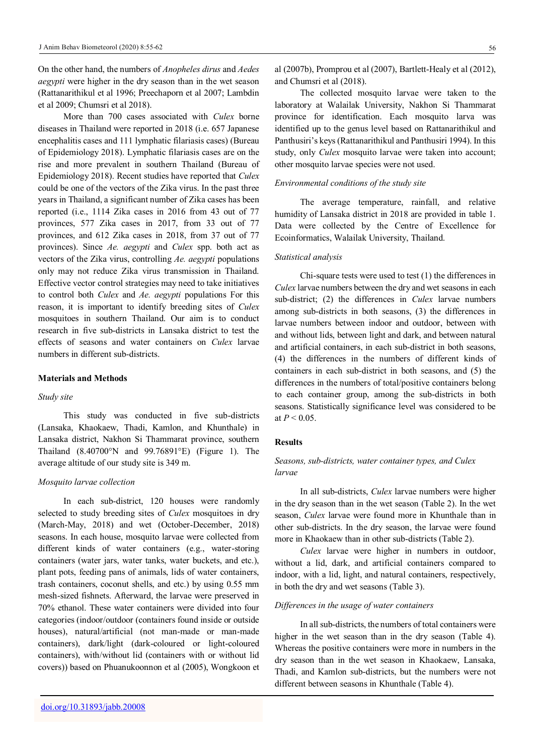On the other hand, the numbers of *Anopheles dirus* and *Aedes aegypti* were higher in the dry season than in the wet season (Rattanarithikul et al 1996; Preechaporn et al 2007; Lambdin et al 2009; Chumsri et al 2018).

More than 700 cases associated with *Culex* borne diseases in Thailand were reported in 2018 (i.e. 657 Japanese encephalitis cases and 111 lymphatic filariasis cases) (Bureau of Epidemiology 2018). Lymphatic filariasis cases are on the rise and more prevalent in southern Thailand (Bureau of Epidemiology 2018). Recent studies have reported that *Culex* could be one of the vectors of the Zika virus. In the past three years in Thailand, a significant number of Zika cases has been reported (i.e., 1114 Zika cases in 2016 from 43 out of 77 provinces, 577 Zika cases in 2017, from 33 out of 77 provinces, and 612 Zika cases in 2018, from 37 out of 77 provinces). Since *Ae. aegypti* and *Culex* spp. both act as vectors of the Zika virus, controlling *Ae. aegypti* populations only may not reduce Zika virus transmission in Thailand. Effective vector control strategies may need to take initiatives to control both *Culex* and *Ae. aegypti* populations For this reason, it is important to identify breeding sites of *Culex* mosquitoes in southern Thailand. Our aim is to conduct research in five sub-districts in Lansaka district to test the effects of seasons and water containers on *Culex* larvae numbers in different sub-districts.

## Materials and Methods

### *Study site*

This study was conducted in five sub-districts (Lansaka, Khaokaew, Thadi, Kamlon, and Khunthale) in Lansaka district, Nakhon Si Thammarat province, southern Thailand (8.40700°N and 99.76891°E) (Figure 1). The average altitude of our study site is 349 m.

### *Mosquito larvae collection*

In each sub-district, 120 houses were randomly selected to study breeding sites of *Culex* mosquitoes in dry (March-May, 2018) and wet (October-December, 2018) seasons. In each house, mosquito larvae were collected from different kinds of water containers (e.g., water-storing containers (water jars, water tanks, water buckets, and etc.), plant pots, feeding pans of animals, lids of water containers, trash containers, coconut shells, and etc.) by using 0.55 mm mesh-sized fishnets. Afterward, the larvae were preserved in 70% ethanol. These water containers were divided into four categories (indoor/outdoor (containers found inside or outside houses), natural/artificial (not man-made or man-made containers), dark/light (dark-coloured or light-coloured containers), with/without lid (containers with or without lid covers)) based on Phuanukoonnon et al (2005), Wongkoon et al (2007b), Promprou et al (2007), Bartlett-Healy et al (2012), and Chumsri et al (2018).

The collected mosquito larvae were taken to the laboratory at Walailak University, Nakhon Si Thammarat province for identification. Each mosquito larva was identified up to the genus level based on Rattanarithikul and Panthusiri's keys (Rattanarithikul and Panthusiri 1994). In this study, only *Culex* mosquito larvae were taken into account; other mosquito larvae species were not used.

### *Environmental conditions of the study site*

The average temperature, rainfall, and relative humidity of Lansaka district in 2018 are provided in table 1. Data were collected by the Centre of Excellence for Ecoinformatics, Walailak University, Thailand.

### *Statistical analysis*

Chi-square tests were used to test (1) the differences in *Culex* larvae numbers between the dry and wet seasons in each sub-district; (2) the differences in *Culex* larvae numbers among sub-districts in both seasons, (3) the differences in larvae numbers between indoor and outdoor, between with and without lids, between light and dark, and between natural and artificial containers, in each sub-district in both seasons, (4) the differences in the numbers of different kinds of containers in each sub-district in both seasons, and (5) the differences in the numbers of total/positive containers belong to each container group, among the sub-districts in both seasons. Statistically significance level was considered to be at $P < 0.05$.

## Results

### *Seasons, sub-districts, water container types, and Culex larvae*

In all sub-districts, *Culex* larvae numbers were higher in the dry season than in the wet season (Table 2). In the wet season, *Culex* larvae were found more in Khunthale than in other sub-districts. In the dry season, the larvae were found more in Khaokaew than in other sub-districts (Table 2).

*Culex* larvae were higher in numbers in outdoor, without a lid, dark, and artificial containers compared to indoor, with a lid, light, and natural containers, respectively, in both the dry and wet seasons (Table 3).

### *Differences in the usage of water containers*

In all sub-districts, the numbers of total containers were higher in the wet season than in the dry season (Table 4). Whereas the positive containers were more in numbers in the dry season than in the wet season in Khaokaew, Lansaka, Thadi, and Kamlon sub-districts, but the numbers were not different between seasons in Khunthale (Table 4).

doi.org/10.31893/jabb.20008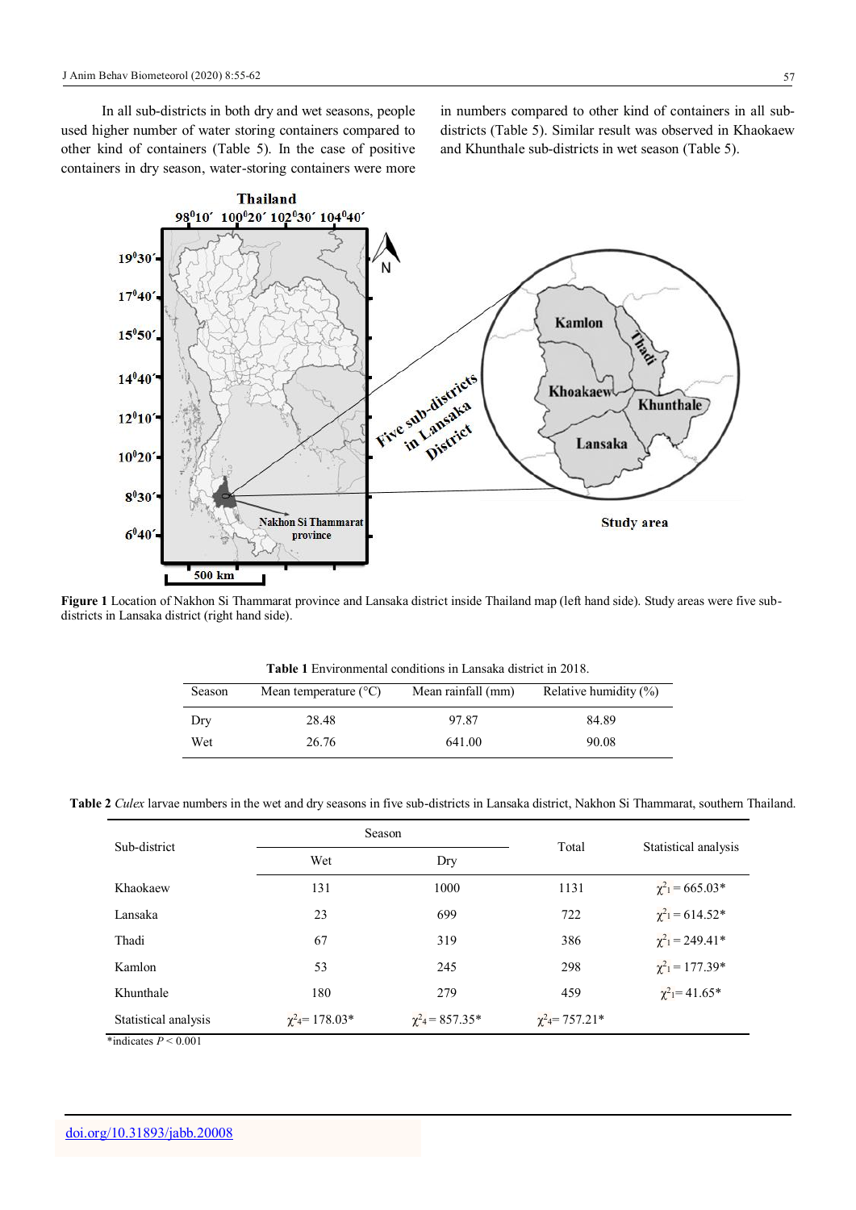In all sub-districts in both dry and wet seasons, people used higher number of water storing containers compared to other kind of containers (Table 5). In the case of positive containers in dry season, water-storing containers were more in numbers compared to other kind of containers in all sub-districts (Table 5). Similar result was observed in Khaokaew and Khunthale sub-districts in wet season (Table 5).

**Figure 1** Location of Nakhon Si Thammarat province and Lansaka district inside Thailand map (left hand side). Study areas were five sub-districts in Lansaka district (right hand side).

**Table 1** Environmental conditions in Lansaka district in 2018.

| Season | Mean temperature (°C) | Mean rainfall (mm) | Relative humidity (%) |
|---|---|---|---|
| Dry | 28.48 | 97.87 | 84.89 |
| Wet | 26.76 | 641.00 | 90.08 |

**Table 2** *Culex* larvae numbers in the wet and dry seasons in five sub-districts in Lansaka district, Nakhon Si Thammarat, southern Thailand.

| Sub-district | Season | | Total | Statistical analysis |
|---|---|---|---|---|
| | Wet | Dry | | |
| Khaokaew | 131 | 1000 | 1131 | $\chi^2_1 = 665.03$* |
| Lansaka | 23 | 699 | 722 | $\chi^2_1 = 614.52$* |
| Thadi | 67 | 319 | 386 | $\chi^2_1 = 249.41$* |
| Kamlon | 53 | 245 | 298 | $\chi^2_1 = 177.39$* |
| Khunthale | 180 | 279 | 459 | $\chi^2_1 = 41.65$* |
| Statistical analysis | $\chi^2_4 = 178.03$* | $\chi^2_4 = 857.35$* | $\chi^2_4 = 757.21$* | |

*indicates $P < 0.001$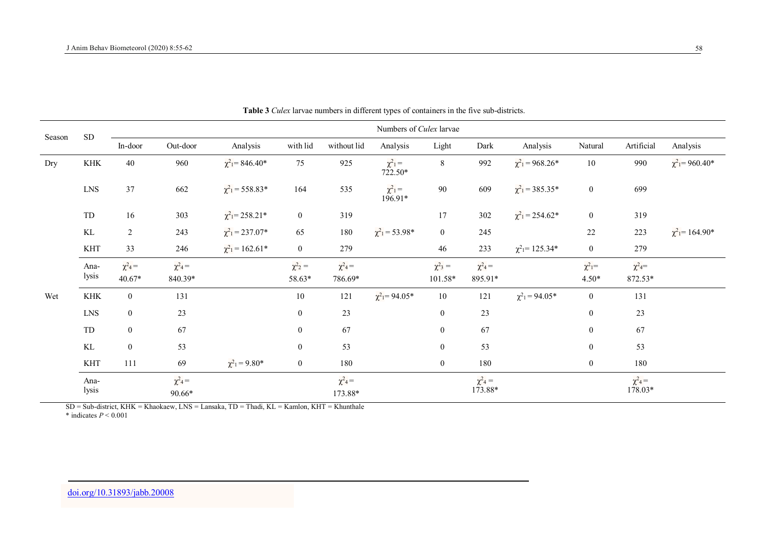**Table 3** *Culex* larvae numbers in different types of containers in the five sub-districts.

| Season | SD | Numbers of *Culex* larvae | | | | | | | | | | | |
|---|---|---|---|---|---|---|---|---|---|---|---|---|---|
| | | In-door | Out-door | Analysis | with lid | without lid | Analysis | Light | Dark | Analysis | Natural | Artificial | Analysis |
| Dry | KHK | 40 | 960 | $\chi^2_1$ = 846.40* | 75 | 925 | $\chi^2_1$ = 722.50* | 8 | 992 | $\chi^2_1$ = 968.26* | 10 | 990 | $\chi^2_1$ = 960.40* |
| | LNS | 37 | 662 | $\chi^2_1$ = 558.83* | 164 | 535 | $\chi^2_1$ = 196.91* | 90 | 609 | $\chi^2_1$ = 385.35* | 0 | 699 | |
| | TD | 16 | 303 | $\chi^2_1$ = 258.21* | 0 | 319 | | 17 | 302 | $\chi^2_1$ = 254.62* | 0 | 319 | |
| | KL | 2 | 243 | $\chi^2_1$ = 237.07* | 65 | 180 | $\chi^2_1$ = 53.98* | 0 | 245 | | 22 | 223 | $\chi^2_1$ = 164.90* |
| | KHT | 33 | 246 | $\chi^2_1$ = 162.61* | 0 | 279 | | 46 | 233 | $\chi^2_1$ = 125.34* | 0 | 279 | |
| | Analysis | $\chi^2_4$ = 40.67* | $\chi^2_4$ = 840.39* | | $\chi^2_2$ = 58.63* | $\chi^2_4$ = 786.69* | | $\chi^2_3$ = 101.58* | $\chi^2_4$ = 895.91* | | $\chi^2_1$ = 4.50* | $\chi^2_4$ = 872.53* | |
| Wet | KHK | 0 | 131 | | 10 | 121 | $\chi^2_1$ = 94.05* | 10 | 121 | $\chi^2_1$ = 94.05* | 0 | 131 | |
| | LNS | 0 | 23 | | 0 | 23 | | 0 | 23 | | 0 | 23 | |
| | TD | 0 | 67 | | 0 | 67 | | 0 | 67 | | 0 | 67 | |
| | KL | 0 | 53 | | 0 | 53 | | 0 | 53 | | 0 | 53 | |
| | KHT | 111 | 69 | $\chi^2_1$ = 9.80* | 0 | 180 | | 0 | 180 | | 0 | 180 | |
| | Analysis | | $\chi^2_4$ = 90.66* | | | $\chi^2_4$ = 173.88* | | | $\chi^2_4$ = 173.88* | | | $\chi^2_4$ = 178.03* | |

SD = Sub-district, KHK = Khaokaew, LNS = Lansaka, TD = Thadi, KL = Kamlon, KHT = Khunthale

\* indicates $P < 0.001$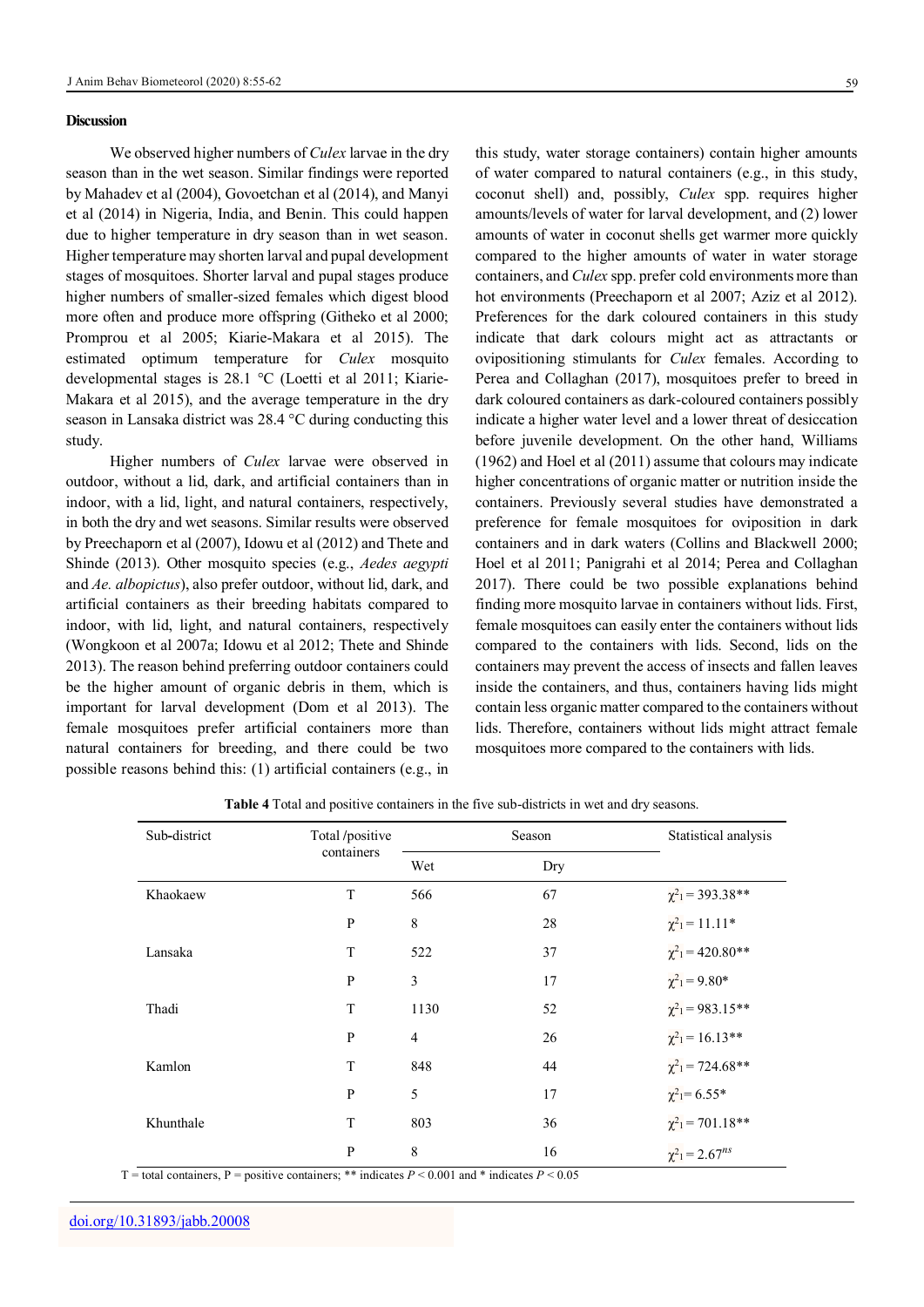## Discussion

We observed higher numbers of *Culex* larvae in the dry season than in the wet season. Similar findings were reported by Mahadev et al (2004), Govoetchan et al (2014), and Manyi et al (2014) in Nigeria, India, and Benin. This could happen due to higher temperature in dry season than in wet season. Higher temperature may shorten larval and pupal development stages of mosquitoes. Shorter larval and pupal stages produce higher numbers of smaller-sized females which digest blood more often and produce more offspring (Githeko et al 2000; Promprou et al 2005; Kiarie-Makara et al 2015). The estimated optimum temperature for *Culex* mosquito developmental stages is 28.1 °C (Loetti et al 2011; Kiarie-Makara et al 2015), and the average temperature in the dry season in Lansaka district was 28.4 °C during conducting this study.

Higher numbers of *Culex* larvae were observed in outdoor, without a lid, dark, and artificial containers than in indoor, with a lid, light, and natural containers, respectively, in both the dry and wet seasons. Similar results were observed by Preechaporn et al (2007), Idowu et al (2012) and Thete and Shinde (2013). Other mosquito species (e.g., *Aedes aegypti* and *Ae. albopictus*), also prefer outdoor, without lid, dark, and artificial containers as their breeding habitats compared to indoor, with lid, light, and natural containers, respectively (Wongkoon et al 2007a; Idowu et al 2012; Thete and Shinde 2013). The reason behind preferring outdoor containers could be the higher amount of organic debris in them, which is important for larval development (Dom et al 2013). The female mosquitoes prefer artificial containers more than natural containers for breeding, and there could be two possible reasons behind this: (1) artificial containers (e.g., in this study, water storage containers) contain higher amounts of water compared to natural containers (e.g., in this study, coconut shell) and, possibly, *Culex* spp. requires higher amounts/levels of water for larval development, and (2) lower amounts of water in coconut shells get warmer more quickly compared to the higher amounts of water in water storage containers, and *Culex* spp. prefer cold environments more than hot environments (Preechaporn et al 2007; Aziz et al 2012). Preferences for the dark coloured containers in this study indicate that dark colours might act as attractants or ovipositioning stimulants for *Culex* females. According to Perea and Collaghan (2017), mosquitoes prefer to breed in dark coloured containers as dark-coloured containers possibly indicate a higher water level and a lower threat of desiccation before juvenile development. On the other hand, Williams (1962) and Hoel et al (2011) assume that colours may indicate higher concentrations of organic matter or nutrition inside the containers. Previously several studies have demonstrated a preference for female mosquitoes for oviposition in dark containers and in dark waters (Collins and Blackwell 2000; Hoel et al 2011; Panigrahi et al 2014; Perea and Collaghan 2017). There could be two possible explanations behind finding more mosquito larvae in containers without lids. First, female mosquitoes can easily enter the containers without lids compared to the containers with lids. Second, lids on the containers may prevent the access of insects and fallen leaves inside the containers, and thus, containers having lids might contain less organic matter compared to the containers without lids. Therefore, containers without lids might attract female mosquitoes more compared to the containers with lids.

**Table 4** Total and positive containers in the five sub-districts in wet and dry seasons.

| Sub-district | Total /positive containers | Season | | Statistical analysis |
|---|---|---|---|---|
| | | Wet | Dry | |
| Khaokaew | T | 566 | 67 | $\chi^2_1 = 393.38$** |
| | P | 8 | 28 | $\chi^2_1 = 11.11$* |
| Lansaka | T | 522 | 37 | $\chi^2_1 = 420.80$** |
| | P | 3 | 17 | $\chi^2_1 = 9.80$* |
| Thadi | T | 1130 | 52 | $\chi^2_1 = 983.15$** |
| | P | 4 | 26 | $\chi^2_1 = 16.13$** |
| Kamlon | T | 848 | 44 | $\chi^2_1 = 724.68$** |
| | P | 5 | 17 | $\chi^2_1 = 6.55$* |
| Khunthale | T | 803 | 36 | $\chi^2_1 = 701.18$** |
| | P | 8 | 16 | $\chi^2_1 = 2.67^{ns}$ |

T = total containers, P = positive containers; ** indicates $P < 0.001$ and * indicates $P < 0.05$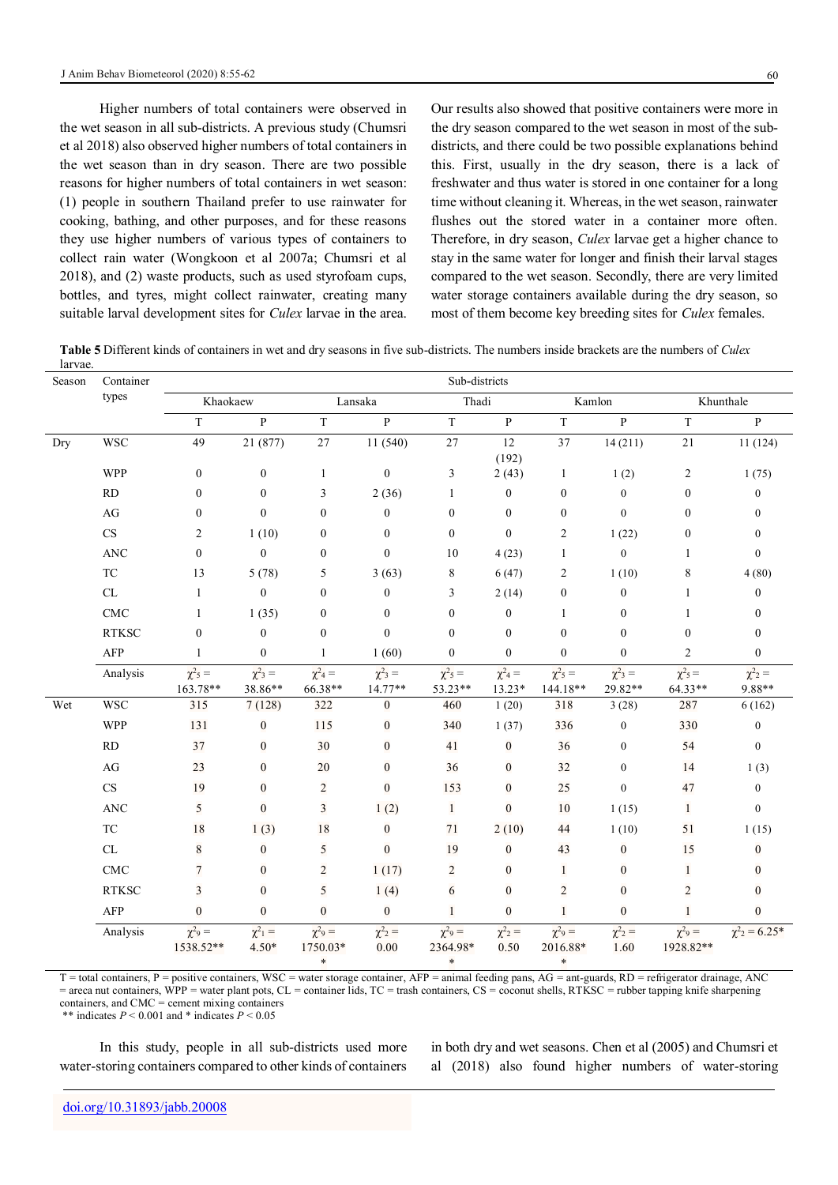Higher numbers of total containers were observed in the wet season in all sub-districts. A previous study (Chumsri et al 2018) also observed higher numbers of total containers in the wet season than in dry season. There are two possible reasons for higher numbers of total containers in wet season: (1) people in southern Thailand prefer to use rainwater for cooking, bathing, and other purposes, and for these reasons they use higher numbers of various types of containers to collect rain water (Wongkoon et al 2007a; Chumsri et al 2018), and (2) waste products, such as used styrofoam cups, bottles, and tyres, might collect rainwater, creating many suitable larval development sites for *Culex* larvae in the area.

Our results also showed that positive containers were more in the dry season compared to the wet season in most of the sub-districts, and there could be two possible explanations behind this. First, usually in the dry season, there is a lack of freshwater and thus water is stored in one container for a long time without cleaning it. Whereas, in the wet season, rainwater flushes out the stored water in a container more often. Therefore, in dry season, *Culex* larvae get a higher chance to stay in the same water for longer and finish their larval stages compared to the wet season. Secondly, there are very limited water storage containers available during the dry season, so most of them become key breeding sites for *Culex* females.

**Table 5** Different kinds of containers in wet and dry seasons in five sub-districts. The numbers inside brackets are the numbers of *Culex* larvae.

| Season | Container types | Khaokaew | | Lansaka | | Thadi | | Kamlon | | Khunthale | |
|---|---|---|---|---|---|---|---|---|---|---|---|
| | | T | P | T | P | T | P | T | P | T | P |
| Dry | WSC | 49 | 21 (877) | 27 | 11 (540) | 27 | 12 (192) | 37 | 14 (211) | 21 | 11 (124) |
| | WPP | 0 | 0 | 1 | 0 | 3 | 2 (43) | 1 | 1 (2) | 2 | 1 (75) |
| | RD | 0 | 0 | 3 | 2 (36) | 1 | 0 | 0 | 0 | 0 | 0 |
| | AG | 0 | 0 | 0 | 0 | 0 | 0 | 0 | 0 | 0 | 0 |
| | CS | 2 | 1 (10) | 0 | 0 | 0 | 0 | 2 | 1 (22) | 0 | 0 |
| | ANC | 0 | 0 | 0 | 0 | 10 | 4 (23) | 1 | 0 | 1 | 0 |
| | TC | 13 | 5 (78) | 5 | 3 (63) | 8 | 6 (47) | 2 | 1 (10) | 8 | 4 (80) |
| | CL | 1 | 0 | 0 | 0 | 3 | 2 (14) | 0 | 0 | 1 | 0 |
| | CMC | 1 | 1 (35) | 0 | 0 | 0 | 0 | 1 | 0 | 1 | 0 |
| | RTKSC | 0 | 0 | 0 | 0 | 0 | 0 | 0 | 0 | 0 | 0 |
| | AFP | 1 | 0 | 1 | 1 (60) | 0 | 0 | 0 | 0 | 2 | 0 |
| | Analysis | $\chi^2_5$ = 163.78** | $\chi^2_3$ = 38.86** | $\chi^2_4$ = 66.38** | $\chi^2_3$ = 14.77** | $\chi^2_5$ = 53.23** | $\chi^2_4$ = 13.23* | $\chi^2_5$ = 144.18** | $\chi^2_3$ = 29.82** | $\chi^2_5$ = 64.33** | $\chi^2_2$ = 9.88** |
| Wet | WSC | 315 | 7 (128) | 322 | 0 | 460 | 1 (20) | 318 | 3 (28) | 287 | 6 (162) |
| | WPP | 131 | 0 | 115 | 0 | 340 | 1 (37) | 336 | 0 | 330 | 0 |
| | RD | 37 | 0 | 30 | 0 | 41 | 0 | 36 | 0 | 54 | 0 |
| | AG | 23 | 0 | 20 | 0 | 36 | 0 | 32 | 0 | 14 | 1 (3) |
| | CS | 19 | 0 | 2 | 0 | 153 | 0 | 25 | 0 | 47 | 0 |
| | ANC | 5 | 0 | 3 | 1 (2) | 1 | 0 | 10 | 1 (15) | 1 | 0 |
| | TC | 18 | 1 (3) | 18 | 0 | 71 | 2 (10) | 44 | 1 (10) | 51 | 1 (15) |
| | CL | 8 | 0 | 5 | 0 | 19 | 0 | 43 | 0 | 15 | 0 |
| | CMC | 7 | 0 | 2 | 1 (17) | 2 | 0 | 1 | 0 | 1 | 0 |
| | RTKSC | 3 | 0 | 5 | 1 (4) | 6 | 0 | 2 | 0 | 2 | 0 |
| | AFP | 0 | 0 | 0 | 0 | 1 | 0 | 1 | 0 | 1 | 0 |
| | Analysis | $\chi^2_9$ = 1538.52** | $\chi^2_1$ = 4.50* | $\chi^2_9$ = 1750.03* | $\chi^2_2$ = 0.00 | $\chi^2_9$ = 2364.98* | $\chi^2_2$ = 0.50 | $\chi^2_9$ = 2016.88* | $\chi^2_2$ = 1.60 | $\chi^2_9$ = 1928.82** | $\chi^2_2$ = 6.25* |

T = total containers, P = positive containers, WSC = water storage container, AFP = animal feeding pans, AG = ant-guards, RD = refrigerator drainage, ANC = areca nut containers, WPP = water plant pots, CL = container lids, TC = trash containers, CS = coconut shells, RTKSC = rubber tapping knife sharpening containers, and CMC = cement mixing containers
** indicates $P < 0.001$ and * indicates $P < 0.05$

In this study, people in all sub-districts used more water-storing containers compared to other kinds of containers in both dry and wet seasons. Chen et al (2005) and Chumsri et al (2018) also found higher numbers of water-storing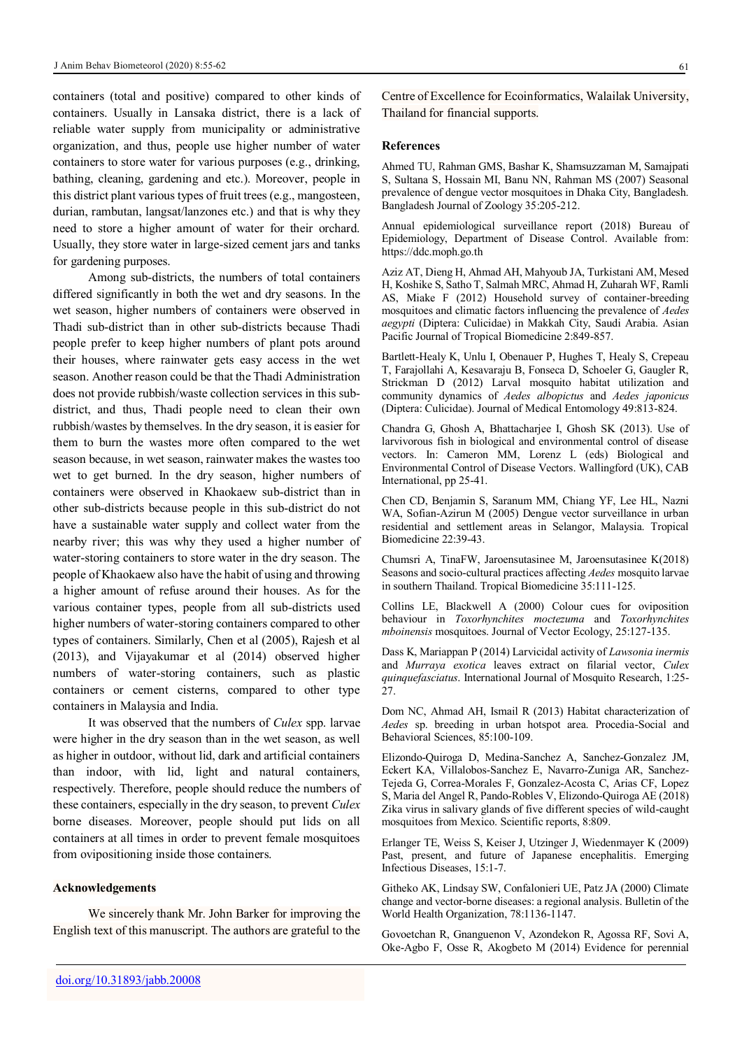containers (total and positive) compared to other kinds of containers. Usually in Lansaka district, there is a lack of reliable water supply from municipality or administrative organization, and thus, people use higher number of water containers to store water for various purposes (e.g., drinking, bathing, cleaning, gardening and etc.). Moreover, people in this district plant various types of fruit trees (e.g., mangosteen, durian, rambutan, langsat/lanzones etc.) and that is why they need to store a higher amount of water for their orchard. Usually, they store water in large-sized cement jars and tanks for gardening purposes.

Among sub-districts, the numbers of total containers differed significantly in both the wet and dry seasons. In the wet season, higher numbers of containers were observed in Thadi sub-district than in other sub-districts because Thadi people prefer to keep higher numbers of plant pots around their houses, where rainwater gets easy access in the wet season. Another reason could be that the Thadi Administration does not provide rubbish/waste collection services in this sub-district, and thus, Thadi people need to clean their own rubbish/wastes by themselves. In the dry season, it is easier for them to burn the wastes more often compared to the wet season because, in wet season, rainwater makes the wastes too wet to get burned. In the dry season, higher numbers of containers were observed in Khaokaew sub-district than in other sub-districts because people in this sub-district do not have a sustainable water supply and collect water from the nearby river; this was why they used a higher number of water-storing containers to store water in the dry season. The people of Khaokaew also have the habit of using and throwing a higher amount of refuse around their houses. As for the various container types, people from all sub-districts used higher numbers of water-storing containers compared to other types of containers. Similarly, Chen et al (2005), Rajesh et al (2013), and Vijayakumar et al (2014) observed higher numbers of water-storing containers, such as plastic containers or cement cisterns, compared to other type containers in Malaysia and India.

It was observed that the numbers of *Culex* spp. larvae were higher in the dry season than in the wet season, as well as higher in outdoor, without lid, dark and artificial containers than indoor, with lid, light and natural containers, respectively. Therefore, people should reduce the numbers of these containers, especially in the dry season, to prevent *Culex* borne diseases. Moreover, people should put lids on all containers at all times in order to prevent female mosquitoes from ovipositioning inside those containers.

## Acknowledgements

We sincerely thank Mr. John Barker for improving the English text of this manuscript. The authors are grateful to the Centre of Excellence for Ecoinformatics, Walailak University, Thailand for financial supports.

## References

Ahmed TU, Rahman GMS, Bashar K, Shamsuzzaman M, Samajpati S, Sultana S, Hossain MI, Banu NN, Rahman MS (2007) Seasonal prevalence of dengue vector mosquitoes in Dhaka City, Bangladesh. Bangladesh Journal of Zoology 35:205-212.

Annual epidemiological surveillance report (2018) Bureau of Epidemiology, Department of Disease Control. Available from: https://ddc.moph.go.th

Aziz AT, Dieng H, Ahmad AH, Mahyoub JA, Turkistani AM, Mesed H, Koshike S, Satho T, Salmah MRC, Ahmad H, Zuharah WF, Ramli AS, Miake F (2012) Household survey of container-breeding mosquitoes and climatic factors influencing the prevalence of *Aedes aegypti* (Diptera: Culicidae) in Makkah City, Saudi Arabia. Asian Pacific Journal of Tropical Biomedicine 2:849-857.

Bartlett-Healy K, Unlu I, Obenauer P, Hughes T, Healy S, Crepeau T, Farajollahi A, Kesavaraju B, Fonseca D, Schoeler G, Gaugler R, Strickman D (2012) Larval mosquito habitat utilization and community dynamics of *Aedes albopictus* and *Aedes japonicus* (Diptera: Culicidae). Journal of Medical Entomology 49:813-824.

Chandra G, Ghosh A, Bhattacharjee I, Ghosh SK (2013). Use of larvivorous fish in biological and environmental control of disease vectors. In: Cameron MM, Lorenz L (eds) Biological and Environmental Control of Disease Vectors. Wallingford (UK), CAB International, pp 25-41.

Chen CD, Benjamin S, Saranum MM, Chiang YF, Lee HL, Nazni WA, Sofian-Azirun M (2005) Dengue vector surveillance in urban residential and settlement areas in Selangor, Malaysia. Tropical Biomedicine 22:39-43.

Chumsri A, TinaFW, Jaroensutasinee M, Jaroensutasinee K(2018) Seasons and socio-cultural practices affecting *Aedes* mosquito larvae in southern Thailand. Tropical Biomedicine 35:111-125.

Collins LE, Blackwell A (2000) Colour cues for oviposition behaviour in *Toxorhynchites moctezuma* and *Toxorhynchites mboinensis* mosquitoes. Journal of Vector Ecology, 25:127-135.

Dass K, Mariappan P (2014) Larvicidal activity of *Lawsonia inermis* and *Murraya exotica* leaves extract on filarial vector, *Culex quinquefasciatus*. International Journal of Mosquito Research, 1:25-27.

Dom NC, Ahmad AH, Ismail R (2013) Habitat characterization of *Aedes* sp. breeding in urban hotspot area. Procedia-Social and Behavioral Sciences, 85:100-109.

Elizondo-Quiroga D, Medina-Sanchez A, Sanchez-Gonzalez JM, Eckert KA, Villalobos-Sanchez E, Navarro-Zuniga AR, Sanchez-Tejeda G, Correa-Morales F, Gonzalez-Acosta C, Arias CF, Lopez S, Maria del Angel R, Pando-Robles V, Elizondo-Quiroga AE (2018) Zika virus in salivary glands of five different species of wild-caught mosquitoes from Mexico. Scientific reports, 8:809.

Erlanger TE, Weiss S, Keiser J, Utzinger J, Wiedenmayer K (2009) Past, present, and future of Japanese encephalitis. Emerging Infectious Diseases, 15:1-7.

Githeko AK, Lindsay SW, Confalonieri UE, Patz JA (2000) Climate change and vector-borne diseases: a regional analysis. Bulletin of the World Health Organization, 78:1136-1147.

Govoetchan R, Gnanguenon V, Azondekon R, Agossa RF, Sovi A, Oke-Agbo F, Osse R, Akogbeto M (2014) Evidence for perennial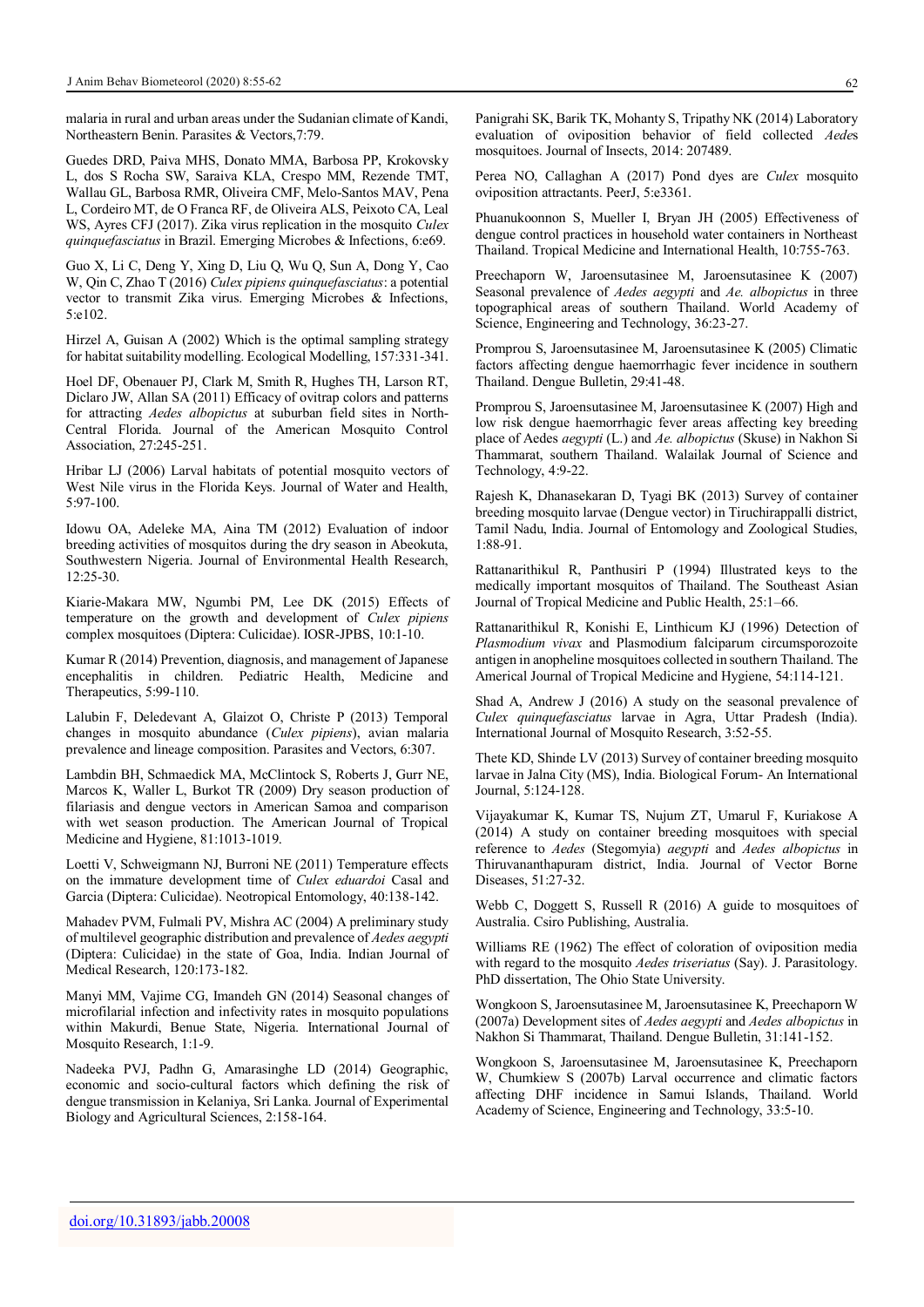malaria in rural and urban areas under the Sudanian climate of Kandi, Northeastern Benin. Parasites & Vectors,7:79.

Guedes DRD, Paiva MHS, Donato MMA, Barbosa PP, Krokovsky L, dos S Rocha SW, Saraiva KLA, Crespo MM, Rezende TMT, Wallau GL, Barbosa RMR, Oliveira CMF, Melo-Santos MAV, Pena L, Cordeiro MT, de O Franca RF, de Oliveira ALS, Peixoto CA, Leal WS, Ayres CFJ (2017). Zika virus replication in the mosquito *Culex quinquefasciatus* in Brazil. Emerging Microbes & Infections, 6:e69.

Guo X, Li C, Deng Y, Xing D, Liu Q, Wu Q, Sun A, Dong Y, Cao W, Qin C, Zhao T (2016) *Culex pipiens quinquefasciatus*: a potential vector to transmit Zika virus. Emerging Microbes & Infections, 5:e102.

Hirzel A, Guisan A (2002) Which is the optimal sampling strategy for habitat suitability modelling. Ecological Modelling, 157:331-341.

Hoel DF, Obenauer PJ, Clark M, Smith R, Hughes TH, Larson RT, Diclaro JW, Allan SA (2011) Efficacy of ovitrap colors and patterns for attracting *Aedes albopictus* at suburban field sites in North-Central Florida. Journal of the American Mosquito Control Association, 27:245-251.

Hribar LJ (2006) Larval habitats of potential mosquito vectors of West Nile virus in the Florida Keys. Journal of Water and Health, 5:97-100.

Idowu OA, Adeleke MA, Aina TM (2012) Evaluation of indoor breeding activities of mosquitos during the dry season in Abeokuta, Southwestern Nigeria. Journal of Environmental Health Research, 12:25-30.

Kiarie-Makara MW, Ngumbi PM, Lee DK (2015) Effects of temperature on the growth and development of *Culex pipiens* complex mosquitoes (Diptera: Culicidae). IOSR-JPBS, 10:1-10.

Kumar R (2014) Prevention, diagnosis, and management of Japanese encephalitis in children. Pediatric Health, Medicine and Therapeutics, 5:99-110.

Lalubin F, Deledevant A, Glaizot O, Christe P (2013) Temporal changes in mosquito abundance (*Culex pipiens*), avian malaria prevalence and lineage composition. Parasites and Vectors, 6:307.

Lambdin BH, Schmaedick MA, McClintock S, Roberts J, Gurr NE, Marcos K, Waller L, Burkot TR (2009) Dry season production of filariasis and dengue vectors in American Samoa and comparison with wet season production. The American Journal of Tropical Medicine and Hygiene, 81:1013-1019.

Loetti V, Schweigmann NJ, Burroni NE (2011) Temperature effects on the immature development time of *Culex eduardoi* Casal and Garcia (Diptera: Culicidae). Neotropical Entomology, 40:138-142.

Mahadev PVM, Fulmali PV, Mishra AC (2004) A preliminary study of multilevel geographic distribution and prevalence of *Aedes aegypti* (Diptera: Culicidae) in the state of Goa, India. Indian Journal of Medical Research, 120:173-182.

Manyi MM, Vajime CG, Imandeh GN (2014) Seasonal changes of microfilarial infection and infectivity rates in mosquito populations within Makurdi, Benue State, Nigeria. International Journal of Mosquito Research, 1:1-9.

Nadeeka PVJ, Padhn G, Amarasinghe LD (2014) Geographic, economic and socio-cultural factors which defining the risk of dengue transmission in Kelaniya, Sri Lanka. Journal of Experimental Biology and Agricultural Sciences, 2:158-164.

Panigrahi SK, Barik TK, Mohanty S, Tripathy NK (2014) Laboratory evaluation of oviposition behavior of field collected *Aede*s mosquitoes. Journal of Insects, 2014: 207489.

Perea NO, Callaghan A (2017) Pond dyes are *Culex* mosquito oviposition attractants. PeerJ, 5:e3361.

Phuanukoonnon S, Mueller I, Bryan JH (2005) Effectiveness of dengue control practices in household water containers in Northeast Thailand. Tropical Medicine and International Health, 10:755-763.

Preechaporn W, Jaroensutasinee M, Jaroensutasinee K (2007) Seasonal prevalence of *Aedes aegypti* and *Ae. albopictus* in three topographical areas of southern Thailand. World Academy of Science, Engineering and Technology, 36:23-27.

Promprou S, Jaroensutasinee M, Jaroensutasinee K (2005) Climatic factors affecting dengue haemorrhagic fever incidence in southern Thailand. Dengue Bulletin, 29:41-48.

Promprou S, Jaroensutasinee M, Jaroensutasinee K (2007) High and low risk dengue haemorrhagic fever areas affecting key breeding place of Aedes *aegypti* (L.) and *Ae. albopictus* (Skuse) in Nakhon Si Thammarat, southern Thailand. Walailak Journal of Science and Technology, 4:9-22.

Rajesh K, Dhanasekaran D, Tyagi BK (2013) Survey of container breeding mosquito larvae (Dengue vector) in Tiruchirappalli district, Tamil Nadu, India. Journal of Entomology and Zoological Studies, 1:88-91.

Rattanarithikul R, Panthusiri P (1994) Illustrated keys to the medically important mosquitos of Thailand. The Southeast Asian Journal of Tropical Medicine and Public Health, 25:1–66.

Rattanarithikul R, Konishi E, Linthicum KJ (1996) Detection of *Plasmodium vivax* and Plasmodium falciparum circumsporozoite antigen in anopheline mosquitoes collected in southern Thailand. The Americal Journal of Tropical Medicine and Hygiene, 54:114-121.

Shad A, Andrew J (2016) A study on the seasonal prevalence of *Culex quinquefasciatus* larvae in Agra, Uttar Pradesh (India). International Journal of Mosquito Research, 3:52-55.

Thete KD, Shinde LV (2013) Survey of container breeding mosquito larvae in Jalna City (MS), India. Biological Forum- An International Journal, 5:124-128.

Vijayakumar K, Kumar TS, Nujum ZT, Umarul F, Kuriakose A (2014) A study on container breeding mosquitoes with special reference to *Aedes* (Stegomyia) *aegypti* and *Aedes albopictus* in Thiruvananthapuram district, India. Journal of Vector Borne Diseases, 51:27-32.

Webb C, Doggett S, Russell R (2016) A guide to mosquitoes of Australia. Csiro Publishing, Australia.

Williams RE (1962) The effect of coloration of oviposition media with regard to the mosquito *Aedes triseriatus* (Say). J. Parasitology. PhD dissertation, The Ohio State University.

Wongkoon S, Jaroensutasinee M, Jaroensutasinee K, Preechaporn W (2007a) Development sites of *Aedes aegypti* and *Aedes albopictus* in Nakhon Si Thammarat, Thailand. Dengue Bulletin, 31:141-152.

Wongkoon S, Jaroensutasinee M, Jaroensutasinee K, Preechaporn W, Chumkiew S (2007b) Larval occurrence and climatic factors affecting DHF incidence in Samui Islands, Thailand. World Academy of Science, Engineering and Technology, 33:5-10.